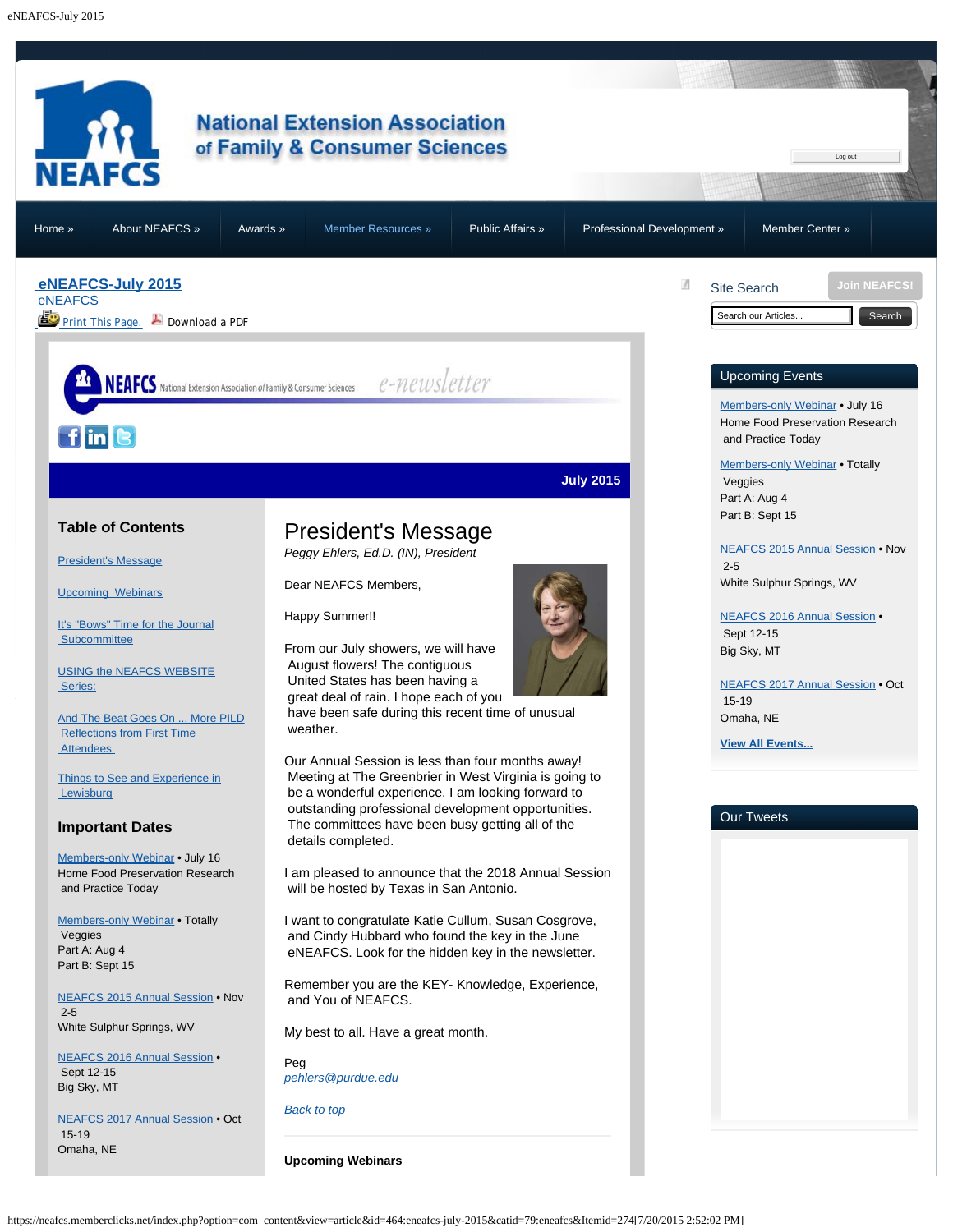# National Extension Association of Family & Consumer Sciences

Log out

Home » | About NEAFCS » | Awards » | Member Resources » | Public Affairs » | Professional Development » | Member Center »

## eNEAFCS-July 2015

eNEAFCS

Print This Page. Download a PDF

NEAFCS National Extension Association of Family & Consumer Sciences e-newsletter

**July 2015**

### Table of Contents

- President's Message
- Upcoming Webinars
- It's "Bows" Time for the Journal Subcommittee
- USING the NEAFCS WEBSITE Series:
- And The Beat Goes On ... More PILD Reflections from First Time Attendees
- Things to See and Experience in Lewisburg

### Important Dates

Members-only Webinar • July 16
Home Food Preservation Research and Practice Today

Members-only Webinar • Totally Veggies
Part A: Aug 4
Part B: Sept 15

NEAFCS 2015 Annual Session • Nov 2-5
White Sulphur Springs, WV

NEAFCS 2016 Annual Session • Sept 12-15
Big Sky, MT

NEAFCS 2017 Annual Session • Oct 15-19
Omaha, NE

# President's Message

*Peggy Ehlers, Ed.D. (IN), President*

Dear NEAFCS Members,

Happy Summer!!

From our July showers, we will have August flowers! The contiguous United States has been having a great deal of rain. I hope each of you have been safe during this recent time of unusual weather.

Our Annual Session is less than four months away! Meeting at The Greenbrier in West Virginia is going to be a wonderful experience. I am looking forward to outstanding professional development opportunities. The committees have been busy getting all of the details completed.

I am pleased to announce that the 2018 Annual Session will be hosted by Texas in San Antonio.

I want to congratulate Katie Cullum, Susan Cosgrove, and Cindy Hubbard who found the key in the June eNEAFCS. Look for the hidden key in the newsletter.

Remember you are the KEY- Knowledge, Experience, and You of NEAFCS.

My best to all. Have a great month.

Peg
*pehlers@purdue.edu*

*Back to top*

**Upcoming Webinars**

Site Search

Search our Articles... Search

Join NEAFCS!

### Upcoming Events

Members-only Webinar • July 16
Home Food Preservation Research and Practice Today

Members-only Webinar • Totally Veggies
Part A: Aug 4
Part B: Sept 15

NEAFCS 2015 Annual Session • Nov 2-5
White Sulphur Springs, WV

NEAFCS 2016 Annual Session • Sept 12-15
Big Sky, MT

NEAFCS 2017 Annual Session • Oct 15-19
Omaha, NE

**View All Events...**

### Our Tweets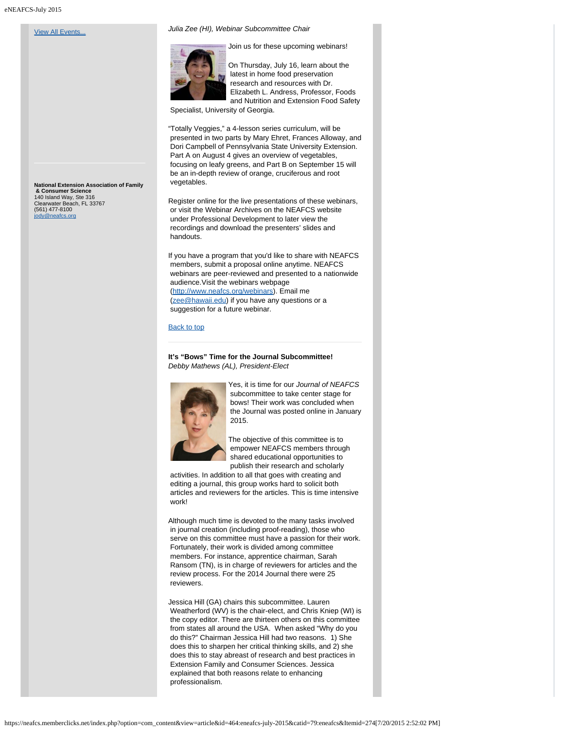[View All Events...](#)

**National Extension Association of Family & Consumer Science**
140 Island Way, Ste 316
Clearwater Beach, FL 33767
(561) 477-8100
[jody@neafcs.org](mailto:jody@neafcs.org)

*Julia Zee (HI), Webinar Subcommittee Chair*

Join us for these upcoming webinars!

On Thursday, July 16, learn about the latest in home food preservation research and resources with Dr. Elizabeth L. Andress, Professor, Foods and Nutrition and Extension Food Safety Specialist, University of Georgia.

"Totally Veggies," a 4-lesson series curriculum, will be presented in two parts by Mary Ehret, Frances Alloway, and Dori Campbell of Pennsylvania State University Extension. Part A on August 4 gives an overview of vegetables, focusing on leafy greens, and Part B on September 15 will be an in-depth review of orange, cruciferous and root vegetables.

Register online for the live presentations of these webinars, or visit the Webinar Archives on the NEAFCS website under Professional Development to later view the recordings and download the presenters' slides and handouts.

If you have a program that you'd like to share with NEAFCS members, submit a proposal online anytime. NEAFCS webinars are peer-reviewed and presented to a nationwide audience. Visit the webinars webpage ([http://www.neafcs.org/webinars](http://www.neafcs.org/webinars)). Email me ([zee@hawaii.edu](mailto:zee@hawaii.edu)) if you have any questions or a suggestion for a future webinar.

[Back to top](#)

---

**It's "Bows" Time for the Journal Subcommittee!**
*Debby Mathews (AL), President-Elect*

Yes, it is time for our *Journal of NEAFCS* subcommittee to take center stage for bows! Their work was concluded when the Journal was posted online in January 2015.

The objective of this committee is to empower NEAFCS members through shared educational opportunities to publish their research and scholarly activities. In addition to all that goes with creating and editing a journal, this group works hard to solicit both articles and reviewers for the articles. This is time intensive work!

Although much time is devoted to the many tasks involved in journal creation (including proof-reading), those who serve on this committee must have a passion for their work. Fortunately, their work is divided among committee members. For instance, apprentice chairman, Sarah Ransom (TN), is in charge of reviewers for articles and the review process. For the 2014 Journal there were 25 reviewers.

Jessica Hill (GA) chairs this subcommittee. Lauren Weatherford (WV) is the chair-elect, and Chris Kniep (WI) is the copy editor. There are thirteen others on this committee from states all around the USA. When asked "Why do you do this?" Chairman Jessica Hill had two reasons. 1) She does this to sharpen her critical thinking skills, and 2) she does this to stay abreast of research and best practices in Extension Family and Consumer Sciences. Jessica explained that both reasons relate to enhancing professionalism.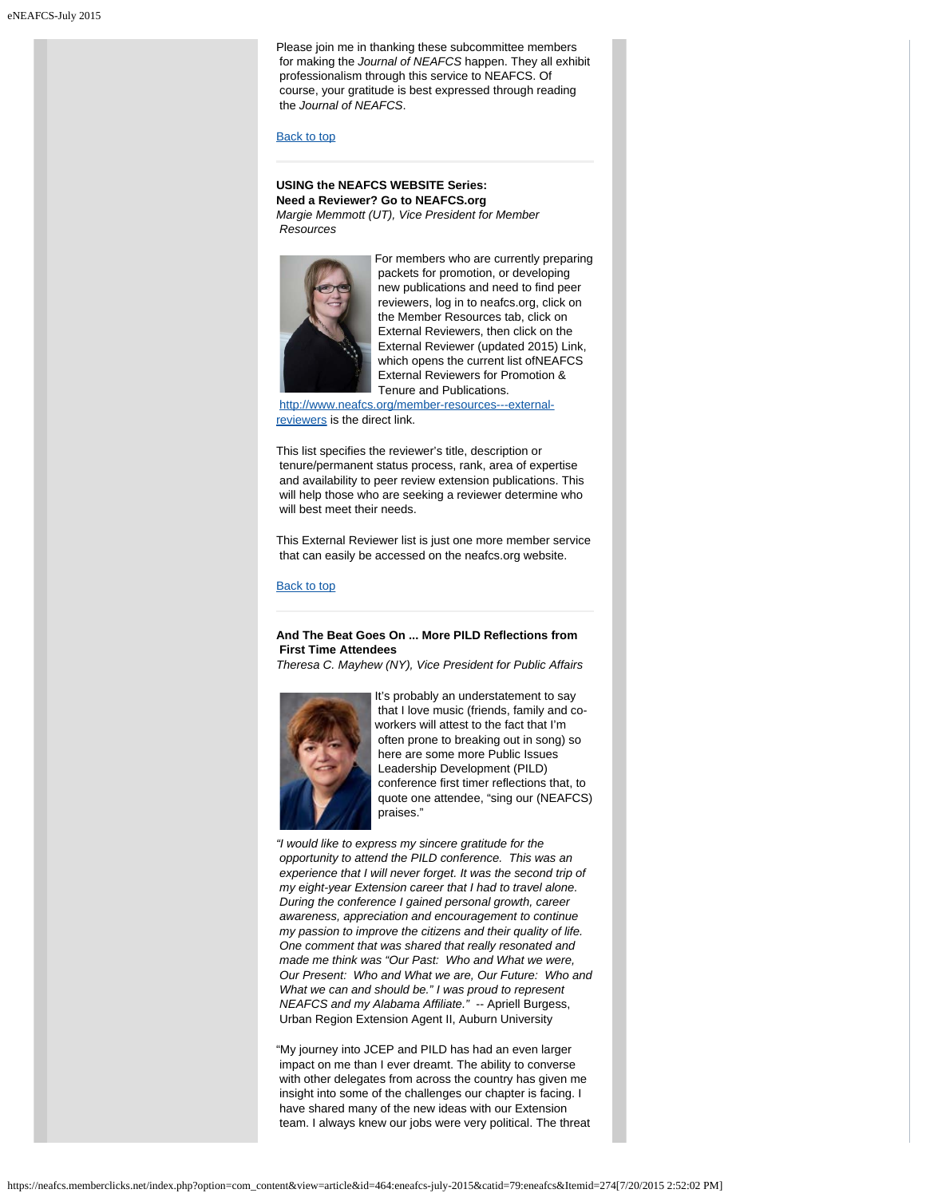Please join me in thanking these subcommittee members for making the *Journal of NEAFCS* happen. They all exhibit professionalism through this service to NEAFCS. Of course, your gratitude is best expressed through reading the *Journal of NEAFCS*.

Back to top

---

**USING the NEAFCS WEBSITE Series:**
**Need a Reviewer? Go to NEAFCS.org**
*Margie Memmott (UT), Vice President for Member Resources*

For members who are currently preparing packets for promotion, or developing new publications and need to find peer reviewers, log in to neafcs.org, click on the Member Resources tab, click on External Reviewers, then click on the External Reviewer (updated 2015) Link, which opens the current list ofNEAFCS External Reviewers for Promotion & Tenure and Publications.

http://www.neafcs.org/member-resources---external-reviewers is the direct link.

This list specifies the reviewer's title, description or tenure/permanent status process, rank, area of expertise and availability to peer review extension publications. This will help those who are seeking a reviewer determine who will best meet their needs.

This External Reviewer list is just one more member service that can easily be accessed on the neafcs.org website.

Back to top

---

**And The Beat Goes On ... More PILD Reflections from First Time Attendees**
*Theresa C. Mayhew (NY), Vice President for Public Affairs*

It's probably an understatement to say that I love music (friends, family and co-workers will attest to the fact that I'm often prone to breaking out in song) so here are some more Public Issues Leadership Development (PILD) conference first timer reflections that, to quote one attendee, "sing our (NEAFCS) praises."

*"I would like to express my sincere gratitude for the opportunity to attend the PILD conference. This was an experience that I will never forget. It was the second trip of my eight-year Extension career that I had to travel alone. During the conference I gained personal growth, career awareness, appreciation and encouragement to continue my passion to improve the citizens and their quality of life. One comment that was shared that really resonated and made me think was "Our Past: Who and What we were, Our Present: Who and What we are, Our Future: Who and What we can and should be." I was proud to represent NEAFCS and my Alabama Affiliate."* -- Apriell Burgess, Urban Region Extension Agent II, Auburn University

"My journey into JCEP and PILD has had an even larger impact on me than I ever dreamt. The ability to converse with other delegates from across the country has given me insight into some of the challenges our chapter is facing. I have shared many of the new ideas with our Extension team. I always knew our jobs were very political. The threat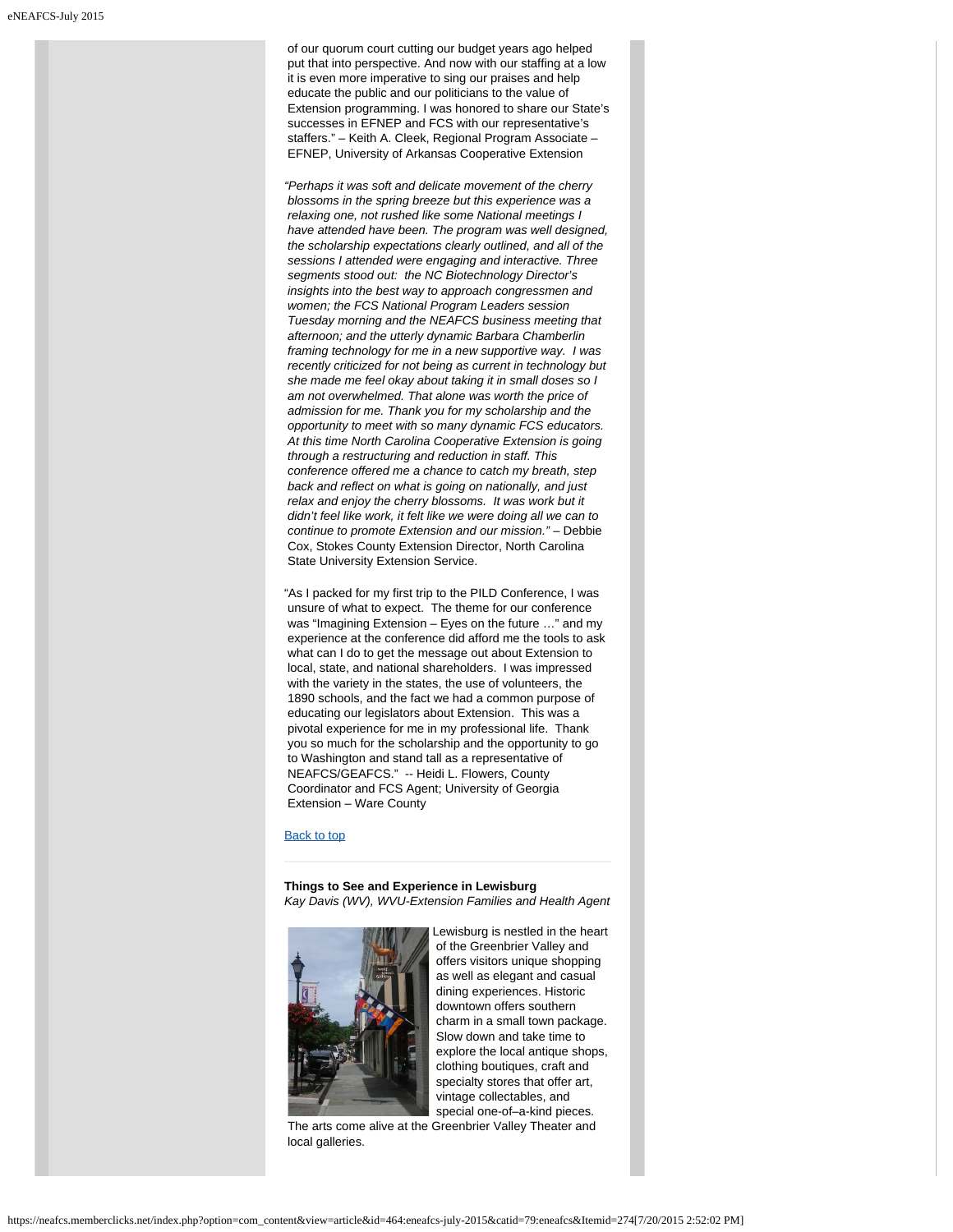of our quorum court cutting our budget years ago helped put that into perspective. And now with our staffing at a low it is even more imperative to sing our praises and help educate the public and our politicians to the value of Extension programming. I was honored to share our State's successes in EFNEP and FCS with our representative's staffers." – Keith A. Cleek, Regional Program Associate – EFNEP, University of Arkansas Cooperative Extension

*"Perhaps it was soft and delicate movement of the cherry blossoms in the spring breeze but this experience was a relaxing one, not rushed like some National meetings I have attended have been. The program was well designed, the scholarship expectations clearly outlined, and all of the sessions I attended were engaging and interactive. Three segments stood out: the NC Biotechnology Director's insights into the best way to approach congressmen and women; the FCS National Program Leaders session Tuesday morning and the NEAFCS business meeting that afternoon; and the utterly dynamic Barbara Chamberlin framing technology for me in a new supportive way. I was recently criticized for not being as current in technology but she made me feel okay about taking it in small doses so I am not overwhelmed. That alone was worth the price of admission for me. Thank you for my scholarship and the opportunity to meet with so many dynamic FCS educators. At this time North Carolina Cooperative Extension is going through a restructuring and reduction in staff. This conference offered me a chance to catch my breath, step back and reflect on what is going on nationally, and just relax and enjoy the cherry blossoms. It was work but it didn't feel like work, it felt like we were doing all we can to continue to promote Extension and our mission."* – Debbie Cox, Stokes County Extension Director, North Carolina State University Extension Service.

"As I packed for my first trip to the PILD Conference, I was unsure of what to expect. The theme for our conference was "Imagining Extension – Eyes on the future …" and my experience at the conference did afford me the tools to ask what can I do to get the message out about Extension to local, state, and national shareholders. I was impressed with the variety in the states, the use of volunteers, the 1890 schools, and the fact we had a common purpose of educating our legislators about Extension. This was a pivotal experience for me in my professional life. Thank you so much for the scholarship and the opportunity to go to Washington and stand tall as a representative of NEAFCS/GEAFCS." -- Heidi L. Flowers, County Coordinator and FCS Agent; University of Georgia Extension – Ware County

Back to top

---

**Things to See and Experience in Lewisburg**
*Kay Davis (WV), WVU-Extension Families and Health Agent*

Lewisburg is nestled in the heart of the Greenbrier Valley and offers visitors unique shopping as well as elegant and casual dining experiences. Historic downtown offers southern charm in a small town package. Slow down and take time to explore the local antique shops, clothing boutiques, craft and specialty stores that offer art, vintage collectables, and special one-of–a-kind pieces. The arts come alive at the Greenbrier Valley Theater and local galleries.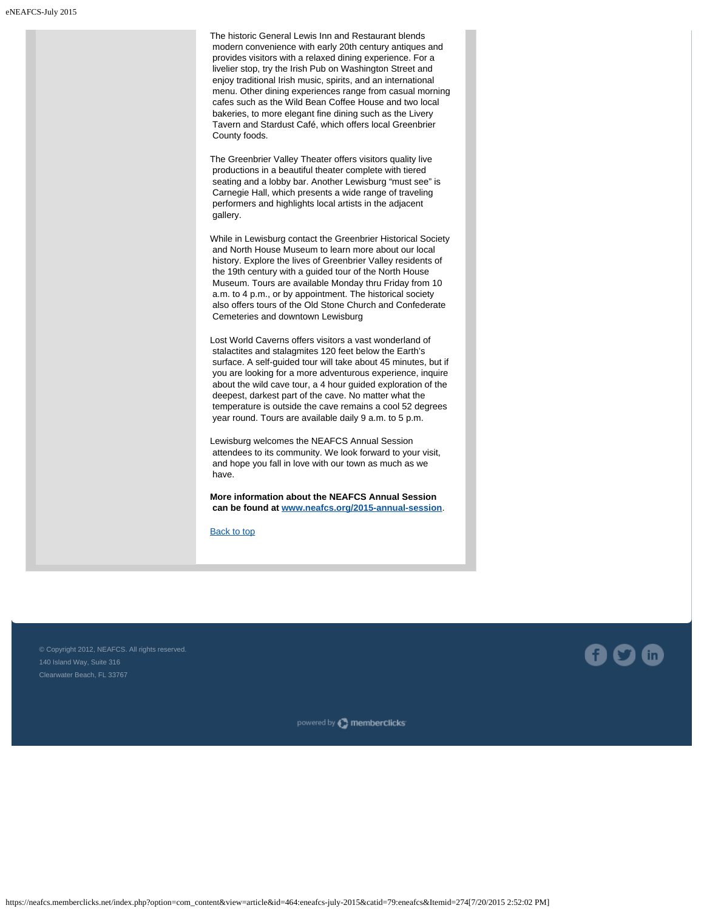The historic General Lewis Inn and Restaurant blends modern convenience with early 20th century antiques and provides visitors with a relaxed dining experience. For a livelier stop, try the Irish Pub on Washington Street and enjoy traditional Irish music, spirits, and an international menu. Other dining experiences range from casual morning cafes such as the Wild Bean Coffee House and two local bakeries, to more elegant fine dining such as the Livery Tavern and Stardust Café, which offers local Greenbrier County foods.

The Greenbrier Valley Theater offers visitors quality live productions in a beautiful theater complete with tiered seating and a lobby bar. Another Lewisburg "must see" is Carnegie Hall, which presents a wide range of traveling performers and highlights local artists in the adjacent gallery.

While in Lewisburg contact the Greenbrier Historical Society and North House Museum to learn more about our local history. Explore the lives of Greenbrier Valley residents of the 19th century with a guided tour of the North House Museum. Tours are available Monday thru Friday from 10 a.m. to 4 p.m., or by appointment. The historical society also offers tours of the Old Stone Church and Confederate Cemeteries and downtown Lewisburg

Lost World Caverns offers visitors a vast wonderland of stalactites and stalagmites 120 feet below the Earth's surface. A self-guided tour will take about 45 minutes, but if you are looking for a more adventurous experience, inquire about the wild cave tour, a 4 hour guided exploration of the deepest, darkest part of the cave. No matter what the temperature is outside the cave remains a cool 52 degrees year round. Tours are available daily 9 a.m. to 5 p.m.

Lewisburg welcomes the NEAFCS Annual Session attendees to its community. We look forward to your visit, and hope you fall in love with our town as much as we have.

**More information about the NEAFCS Annual Session can be found at [www.neafcs.org/2015-annual-session](www.neafcs.org/2015-annual-session).**

Back to top

© Copyright 2012, NEAFCS. All rights reserved.
140 Island Way, Suite 316
Clearwater Beach, FL 33767

powered by memberclicks